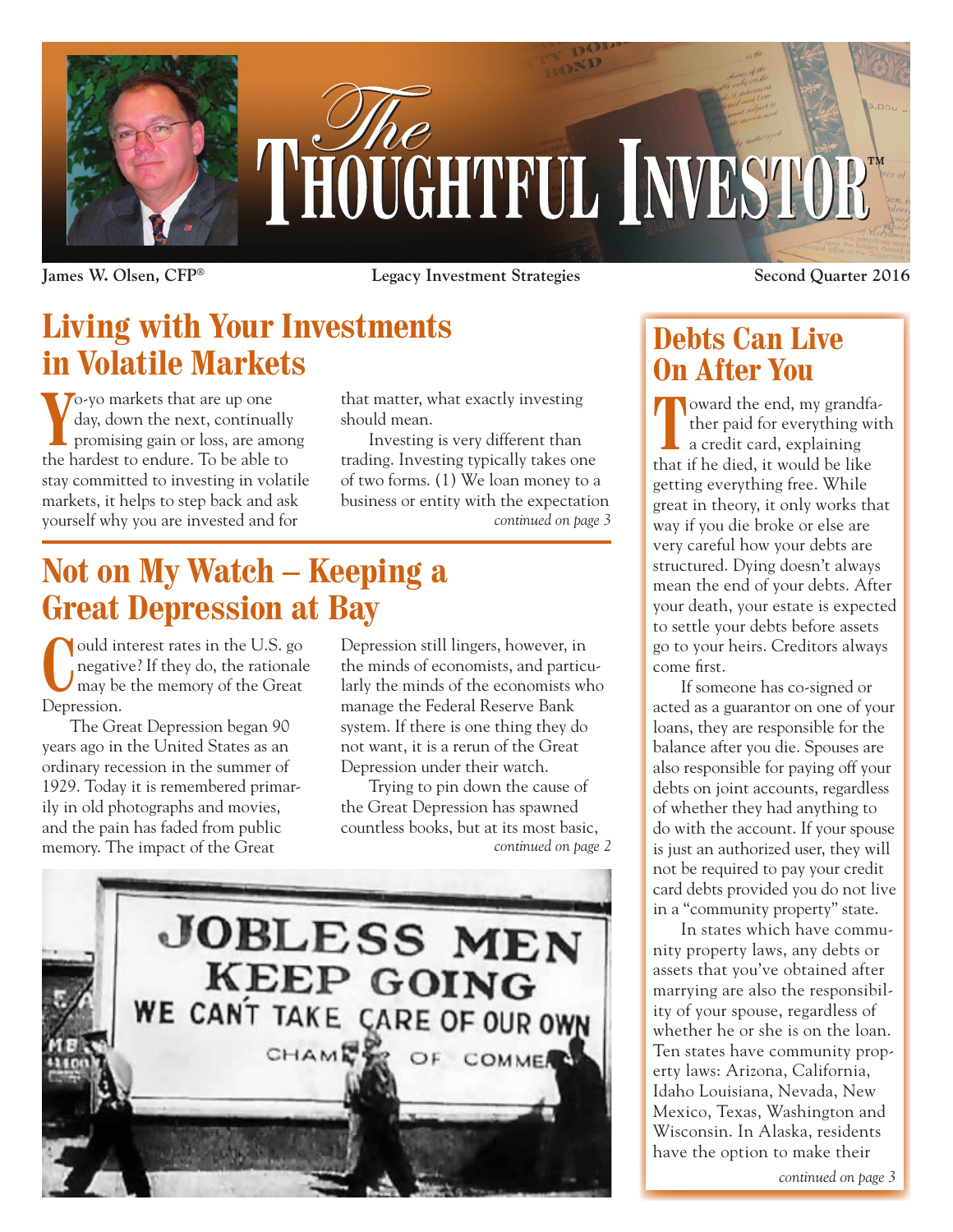# The Thoughtful Investor™

**James W. Olsen, CFP®** | **Legacy Investment Strategies** | **Second Quarter 2016**

## Living with Your Investments in Volatile Markets

Yo-yo markets that are up one day, down the next, continually promising gain or loss, are among the hardest to endure. To be able to stay committed to investing in volatile markets, it helps to step back and ask yourself why you are invested and for that matter, what exactly investing should mean.

Investing is very different than trading. Investing typically takes one of two forms. (1) We loan money to a business or entity with the expectation

*continued on page 3*

## Not on My Watch – Keeping a Great Depression at Bay

Could interest rates in the U.S. go negative? If they do, the rationale may be the memory of the Great Depression.

The Great Depression began 90 years ago in the United States as an ordinary recession in the summer of 1929. Today it is remembered primarily in old photographs and movies, and the pain has faded from public memory. The impact of the Great Depression still lingers, however, in the minds of economists, and particularly the minds of the economists who manage the Federal Reserve Bank system. If there is one thing they do not want, it is a rerun of the Great Depression under their watch.

Trying to pin down the cause of the Great Depression has spawned countless books, but at its most basic,

*continued on page 2*

## Debts Can Live On After You

Toward the end, my grandfather paid for everything with a credit card, explaining that if he died, it would be like getting everything free. While great in theory, it only works that way if you die broke or else are very careful how your debts are structured. Dying doesn't always mean the end of your debts. After your death, your estate is expected to settle your debts before assets go to your heirs. Creditors always come first.

If someone has co-signed or acted as a guarantor on one of your loans, they are responsible for the balance after you die. Spouses are also responsible for paying off your debts on joint accounts, regardless of whether they had anything to do with the account. If your spouse is just an authorized user, they will not be required to pay your credit card debts provided you do not live in a "community property" state.

In states which have community property laws, any debts or assets that you've obtained after marrying are also the responsibility of your spouse, regardless of whether he or she is on the loan. Ten states have community property laws: Arizona, California, Idaho Louisiana, Nevada, New Mexico, Texas, Washington and Wisconsin. In Alaska, residents have the option to make their

*continued on page 3*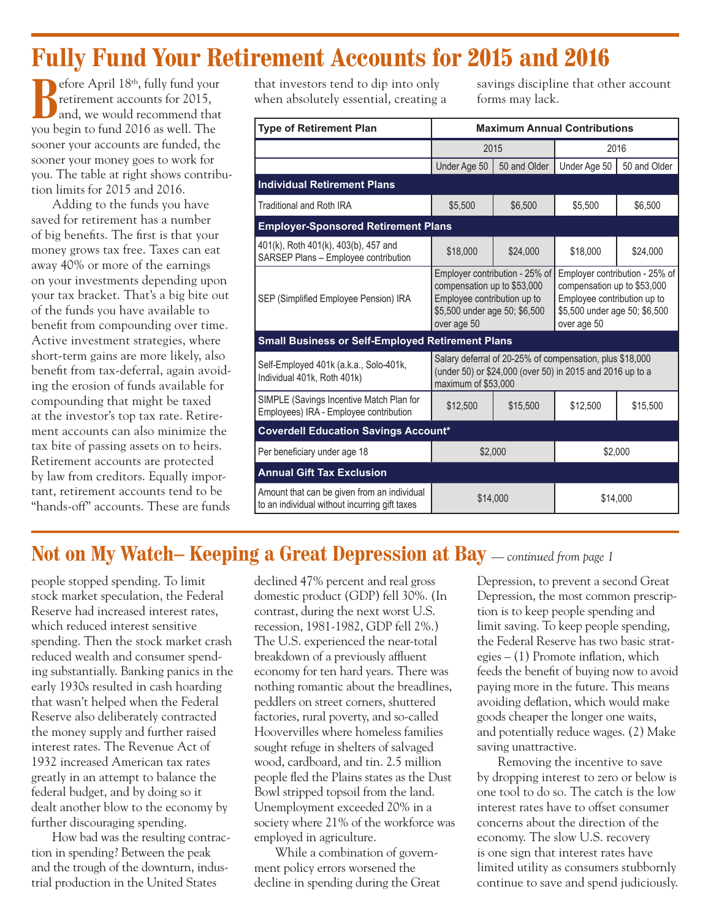# Fully Fund Your Retirement Accounts for 2015 and 2016

Before April 18th, fully fund your retirement accounts for 2015, and, we would recommend that you begin to fund 2016 as well. The sooner your accounts are funded, the sooner your money goes to work for you. The table at right shows contribution limits for 2015 and 2016.

Adding to the funds you have saved for retirement has a number of big benefits. The first is that your money grows tax free. Taxes can eat away 40% or more of the earnings on your investments depending upon your tax bracket. That's a big bite out of the funds you have available to benefit from compounding over time. Active investment strategies, where short-term gains are more likely, also benefit from tax-deferral, again avoiding the erosion of funds available for compounding that might be taxed at the investor's top tax rate. Retirement accounts can also minimize the tax bite of passing assets on to heirs. Retirement accounts are protected by law from creditors. Equally important, retirement accounts tend to be "hands-off" accounts. These are funds that investors tend to dip into only when absolutely essential, creating a savings discipline that other account forms may lack.

| Type of Retirement Plan | Maximum Annual Contributions | | | |
|---|---|---|---|---|
| | 2015 | | 2016 | |
| | Under Age 50 | 50 and Older | Under Age 50 | 50 and Older |
| **Individual Retirement Plans** | | | | |
| Traditional and Roth IRA | $5,500 | $6,500 | $5,500 | $6,500 |
| **Employer-Sponsored Retirement Plans** | | | | |
| 401(k), Roth 401(k), 403(b), 457 and SARSEP Plans – Employee contribution | $18,000 | $24,000 | $18,000 | $24,000 |
| SEP (Simplified Employee Pension) IRA | Employer contribution - 25% of compensation up to $53,000 Employee contribution up to $5,500 under age 50; $6,500 over age 50 | | Employer contribution - 25% of compensation up to $53,000 Employee contribution up to $5,500 under age 50; $6,500 over age 50 | |
| **Small Business or Self-Employed Retirement Plans** | | | | |
| Self-Employed 401k (a.k.a., Solo-401k, Individual 401k, Roth 401k) | Salary deferral of 20-25% of compensation, plus $18,000 (under 50) or $24,000 (over 50) in 2015 and 2016 up to a maximum of $53,000 | | | |
| SIMPLE (Savings Incentive Match Plan for Employees) IRA - Employee contribution | $12,500 | $15,500 | $12,500 | $15,500 |
| **Coverdell Education Savings Account*** | | | | |
| Per beneficiary under age 18 | $2,000 | | $2,000 | |
| **Annual Gift Tax Exclusion** | | | | |
| Amount that can be given from an individual to an individual without incurring gift taxes | $14,000 | | $14,000 | |

# Not on My Watch– Keeping a Great Depression at Bay *— continued from page 1*

people stopped spending. To limit stock market speculation, the Federal Reserve had increased interest rates, which reduced interest sensitive spending. Then the stock market crash reduced wealth and consumer spending substantially. Banking panics in the early 1930s resulted in cash hoarding that wasn't helped when the Federal Reserve also deliberately contracted the money supply and further raised interest rates. The Revenue Act of 1932 increased American tax rates greatly in an attempt to balance the federal budget, and by doing so it dealt another blow to the economy by further discouraging spending.

How bad was the resulting contraction in spending? Between the peak and the trough of the downturn, industrial production in the United States declined 47% percent and real gross domestic product (GDP) fell 30%. (In contrast, during the next worst U.S. recession, 1981-1982, GDP fell 2%.) The U.S. experienced the near-total breakdown of a previously affluent economy for ten hard years. There was nothing romantic about the breadlines, peddlers on street corners, shuttered factories, rural poverty, and so-called Hoovervilles where homeless families sought refuge in shelters of salvaged wood, cardboard, and tin. 2.5 million people fled the Plains states as the Dust Bowl stripped topsoil from the land. Unemployment exceeded 20% in a society where 21% of the workforce was employed in agriculture.

While a combination of government policy errors worsened the decline in spending during the Great Depression, to prevent a second Great Depression, the most common prescription is to keep people spending and limit saving. To keep people spending, the Federal Reserve has two basic strategies – (1) Promote inflation, which feeds the benefit of buying now to avoid paying more in the future. This means avoiding deflation, which would make goods cheaper the longer one waits, and potentially reduce wages. (2) Make saving unattractive.

Removing the incentive to save by dropping interest to zero or below is one tool to do so. The catch is the low interest rates have to offset consumer concerns about the direction of the economy. The slow U.S. recovery is one sign that interest rates have limited utility as consumers stubbornly continue to save and spend judiciously.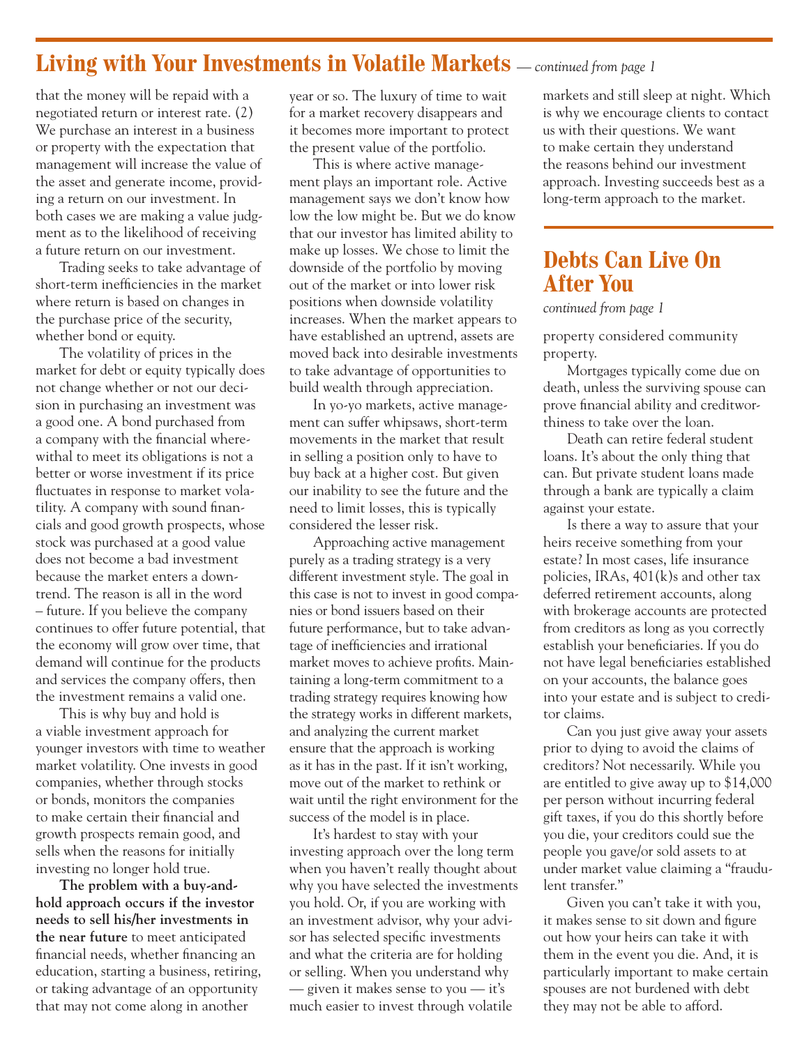## Living with Your Investments in Volatile Markets *— continued from page 1*

that the money will be repaid with a negotiated return or interest rate. (2) We purchase an interest in a business or property with the expectation that management will increase the value of the asset and generate income, providing a return on our investment. In both cases we are making a value judgment as to the likelihood of receiving a future return on our investment.

Trading seeks to take advantage of short-term inefficiencies in the market where return is based on changes in the purchase price of the security, whether bond or equity.

The volatility of prices in the market for debt or equity typically does not change whether or not our decision in purchasing an investment was a good one. A bond purchased from a company with the financial wherewithal to meet its obligations is not a better or worse investment if its price fluctuates in response to market volatility. A company with sound financials and good growth prospects, whose stock was purchased at a good value does not become a bad investment because the market enters a downtrend. The reason is all in the word – future. If you believe the company continues to offer future potential, that the economy will grow over time, that demand will continue for the products and services the company offers, then the investment remains a valid one.

This is why buy and hold is a viable investment approach for younger investors with time to weather market volatility. One invests in good companies, whether through stocks or bonds, monitors the companies to make certain their financial and growth prospects remain good, and sells when the reasons for initially investing no longer hold true.

**The problem with a buy-and-hold approach occurs if the investor needs to sell his/her investments in the near future** to meet anticipated financial needs, whether financing an education, starting a business, retiring, or taking advantage of an opportunity that may not come along in another year or so. The luxury of time to wait for a market recovery disappears and it becomes more important to protect the present value of the portfolio.

This is where active management plays an important role. Active management says we don't know how low the low might be. But we do know that our investor has limited ability to make up losses. We chose to limit the downside of the portfolio by moving out of the market or into lower risk positions when downside volatility increases. When the market appears to have established an uptrend, assets are moved back into desirable investments to take advantage of opportunities to build wealth through appreciation.

In yo-yo markets, active management can suffer whipsaws, short-term movements in the market that result in selling a position only to have to buy back at a higher cost. But given our inability to see the future and the need to limit losses, this is typically considered the lesser risk.

Approaching active management purely as a trading strategy is a very different investment style. The goal in this case is not to invest in good companies or bond issuers based on their future performance, but to take advantage of inefficiencies and irrational market moves to achieve profits. Maintaining a long-term commitment to a trading strategy requires knowing how the strategy works in different markets, and analyzing the current market ensure that the approach is working as it has in the past. If it isn't working, move out of the market to rethink or wait until the right environment for the success of the model is in place.

It's hardest to stay with your investing approach over the long term when you haven't really thought about why you have selected the investments you hold. Or, if you are working with an investment advisor, why your advisor has selected specific investments and what the criteria are for holding or selling. When you understand why — given it makes sense to you — it's much easier to invest through volatile markets and still sleep at night. Which is why we encourage clients to contact us with their questions. We want to make certain they understand the reasons behind our investment approach. Investing succeeds best as a long-term approach to the market.

## Debts Can Live On After You

*continued from page 1*

property considered community property.

Mortgages typically come due on death, unless the surviving spouse can prove financial ability and creditworthiness to take over the loan.

Death can retire federal student loans. It's about the only thing that can. But private student loans made through a bank are typically a claim against your estate.

Is there a way to assure that your heirs receive something from your estate? In most cases, life insurance policies, IRAs, 401(k)s and other tax deferred retirement accounts, along with brokerage accounts are protected from creditors as long as you correctly establish your beneficiaries. If you do not have legal beneficiaries established on your accounts, the balance goes into your estate and is subject to creditor claims.

Can you just give away your assets prior to dying to avoid the claims of creditors? Not necessarily. While you are entitled to give away up to $14,000 per person without incurring federal gift taxes, if you do this shortly before you die, your creditors could sue the people you gave/or sold assets to at under market value claiming a "fraudulent transfer."

Given you can't take it with you, it makes sense to sit down and figure out how your heirs can take it with them in the event you die. And, it is particularly important to make certain spouses are not burdened with debt they may not be able to afford.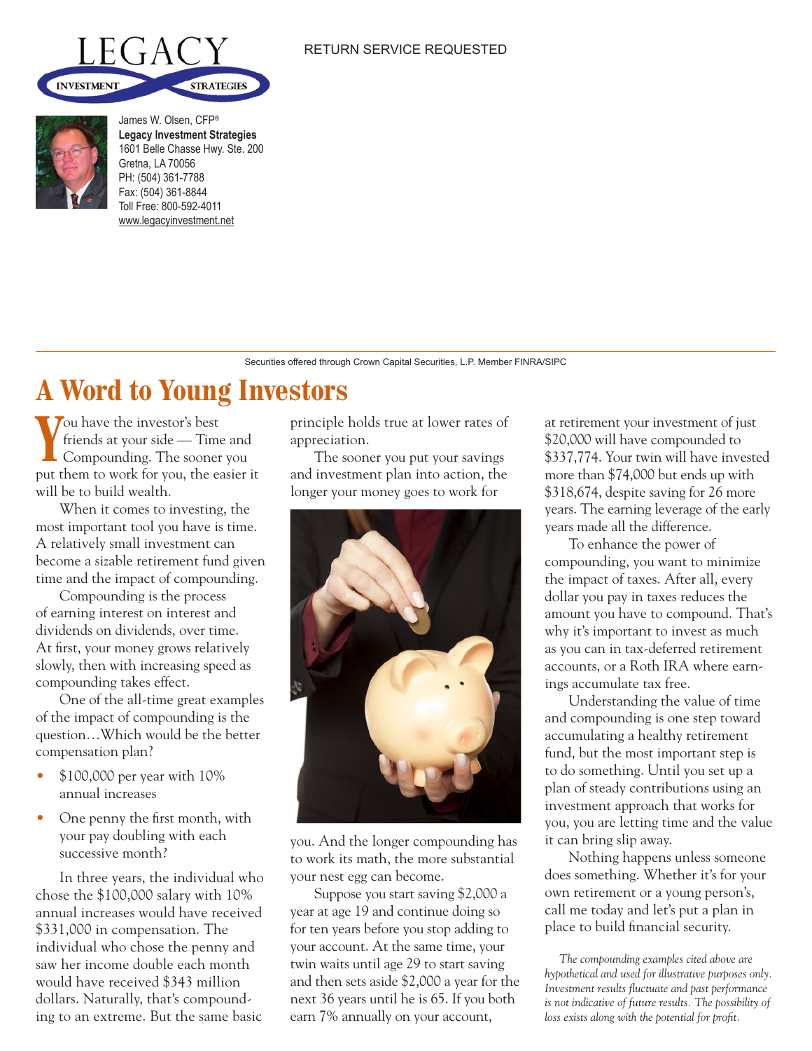LEGACY

INVESTMENT STRATEGIES

RETURN SERVICE REQUESTED

James W. Olsen, CFP®
**Legacy Investment Strategies**
1601 Belle Chasse Hwy. Ste. 200
Gretna, LA 70056
PH: (504) 361-7788
Fax: (504) 361-8844
Toll Free: 800-592-4011
www.legacyinvestment.net

Securities offered through Crown Capital Securities, L.P. Member FINRA/SIPC

# A Word to Young Investors

You have the investor's best friends at your side — Time and Compounding. The sooner you put them to work for you, the easier it will be to build wealth.

When it comes to investing, the most important tool you have is time. A relatively small investment can become a sizable retirement fund given time and the impact of compounding.

Compounding is the process of earning interest on interest and dividends on dividends, over time. At first, your money grows relatively slowly, then with increasing speed as compounding takes effect.

One of the all-time great examples of the impact of compounding is the question…Which would be the better compensation plan?

- $100,000 per year with 10% annual increases
- One penny the first month, with your pay doubling with each successive month?

In three years, the individual who chose the $100,000 salary with 10% annual increases would have received $331,000 in compensation. The individual who chose the penny and saw her income double each month would have received $343 million dollars. Naturally, that's compounding to an extreme. But the same basic principle holds true at lower rates of appreciation.

The sooner you put your savings and investment plan into action, the longer your money goes to work for you. And the longer compounding has to work its math, the more substantial your nest egg can become.

Suppose you start saving $2,000 a year at age 19 and continue doing so for ten years before you stop adding to your account. At the same time, your twin waits until age 29 to start saving and then sets aside $2,000 a year for the next 36 years until he is 65. If you both earn 7% annually on your account, at retirement your investment of just $20,000 will have compounded to $337,774. Your twin will have invested more than $74,000 but ends up with $318,674, despite saving for 26 more years. The earning leverage of the early years made all the difference.

To enhance the power of compounding, you want to minimize the impact of taxes. After all, every dollar you pay in taxes reduces the amount you have to compound. That's why it's important to invest as much as you can in tax-deferred retirement accounts, or a Roth IRA where earnings accumulate tax free.

Understanding the value of time and compounding is one step toward accumulating a healthy retirement fund, but the most important step is to do something. Until you set up a plan of steady contributions using an investment approach that works for you, you are letting time and the value it can bring slip away.

Nothing happens unless someone does something. Whether it's for your own retirement or a young person's, call me today and let's put a plan in place to build financial security.

*The compounding examples cited above are hypothetical and used for illustrative purposes only. Investment results fluctuate and past performance is not indicative of future results. The possibility of loss exists along with the potential for profit.*